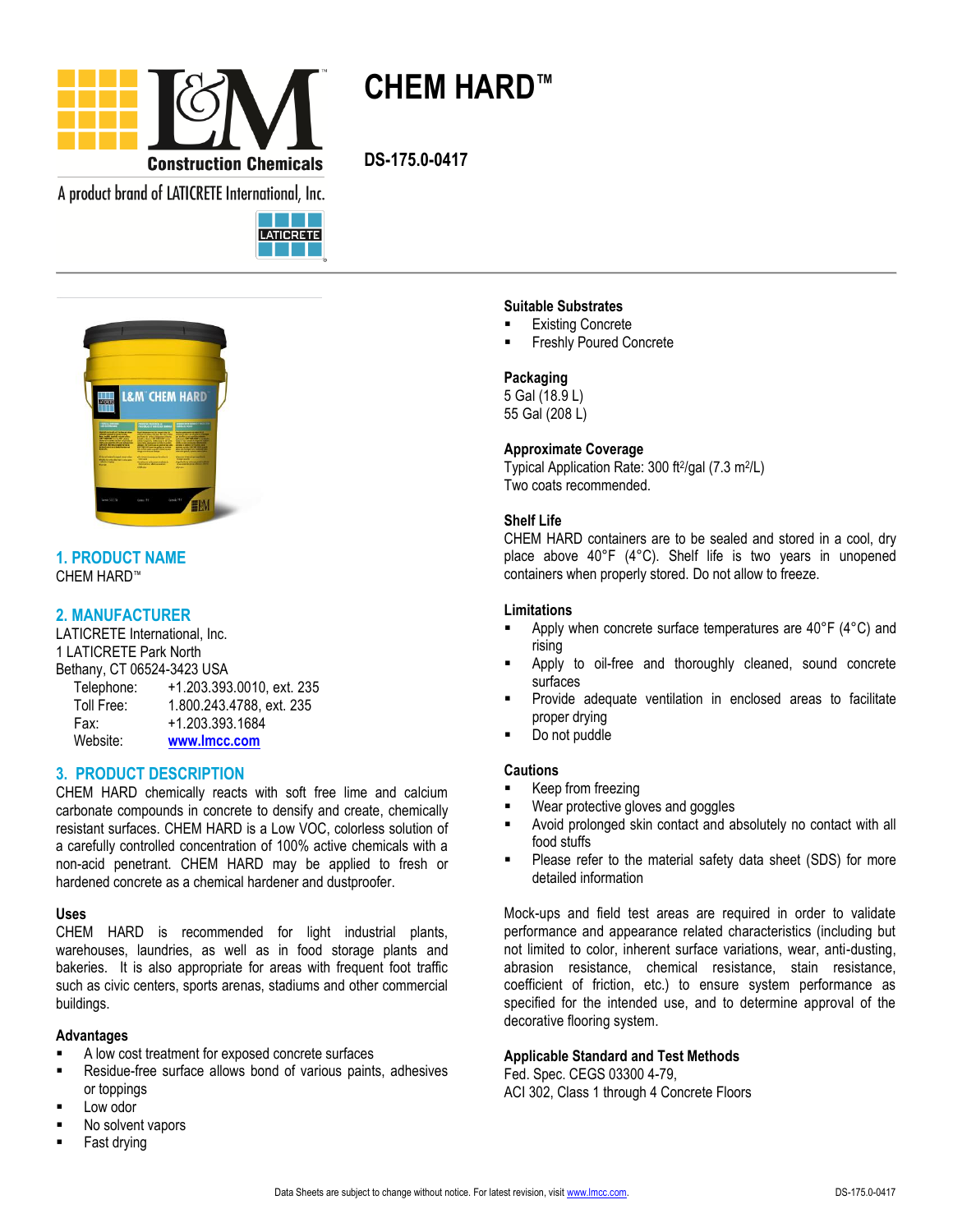# CHEM HARD™

**DS-175.0-0417**

## 1. PRODUCT NAME

CHEM HARD™

## 2. MANUFACTURER

LATICRETE International, Inc.
1 LATICRETE Park North
Bethany, CT 06524-3423 USA

| | |
|---|---|
| Telephone: | +1.203.393.0010, ext. 235 |
| Toll Free: | 1.800.243.4788, ext. 235 |
| Fax: | +1.203.393.1684 |
| Website: | www.lmcc.com |

## 3. PRODUCT DESCRIPTION

CHEM HARD chemically reacts with soft free lime and calcium carbonate compounds in concrete to densify and create, chemically resistant surfaces. CHEM HARD is a Low VOC, colorless solution of a carefully controlled concentration of 100% active chemicals with a non-acid penetrant. CHEM HARD may be applied to fresh or hardened concrete as a chemical hardener and dustproofer.

### Uses

CHEM HARD is recommended for light industrial plants, warehouses, laundries, as well as in food storage plants and bakeries. It is also appropriate for areas with frequent foot traffic such as civic centers, sports arenas, stadiums and other commercial buildings.

### Advantages

- A low cost treatment for exposed concrete surfaces
- Residue-free surface allows bond of various paints, adhesives or toppings
- Low odor
- No solvent vapors
- Fast drying

### Suitable Substrates

- Existing Concrete
- Freshly Poured Concrete

### Packaging

5 Gal (18.9 L)
55 Gal (208 L)

### Approximate Coverage

Typical Application Rate: 300 ft²/gal (7.3 m²/L)
Two coats recommended.

### Shelf Life

CHEM HARD containers are to be sealed and stored in a cool, dry place above 40°F (4°C). Shelf life is two years in unopened containers when properly stored. Do not allow to freeze.

### Limitations

- Apply when concrete surface temperatures are 40°F (4°C) and rising
- Apply to oil-free and thoroughly cleaned, sound concrete surfaces
- Provide adequate ventilation in enclosed areas to facilitate proper drying
- Do not puddle

### Cautions

- Keep from freezing
- Wear protective gloves and goggles
- Avoid prolonged skin contact and absolutely no contact with all food stuffs
- Please refer to the material safety data sheet (SDS) for more detailed information

Mock-ups and field test areas are required in order to validate performance and appearance related characteristics (including but not limited to color, inherent surface variations, wear, anti-dusting, abrasion resistance, chemical resistance, stain resistance, coefficient of friction, etc.) to ensure system performance as specified for the intended use, and to determine approval of the decorative flooring system.

### Applicable Standard and Test Methods

Fed. Spec. CEGS 03300 4-79,
ACI 302, Class 1 through 4 Concrete Floors

Data Sheets are subject to change without notice. For latest revision, visit www.lmcc.com.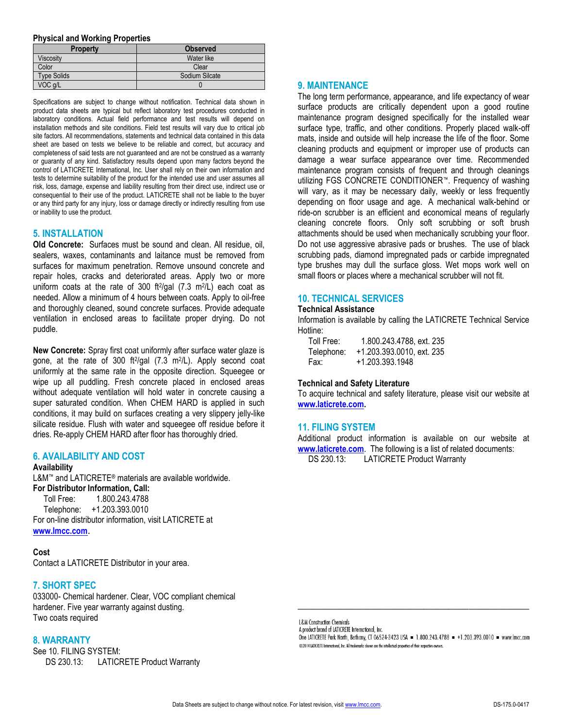### Physical and Working Properties

| Property | Observed |
|---|---|
| Viscosity | Water like |
| Color | Clear |
| Type Solids | Sodium Silcate |
| VOC g/L | 0 |

Specifications are subject to change without notification. Technical data shown in product data sheets are typical but reflect laboratory test procedures conducted in laboratory conditions. Actual field performance and test results will depend on installation methods and site conditions. Field test results will vary due to critical job site factors. All recommendations, statements and technical data contained in this data sheet are based on tests we believe to be reliable and correct, but accuracy and completeness of said tests are not guaranteed and are not to be construed as a warranty or guaranty of any kind. Satisfactory results depend upon many factors beyond the control of LATICRETE International, Inc. User shall rely on their own information and tests to determine suitability of the product for the intended use and user assumes all risk, loss, damage, expense and liability resulting from their direct use, indirect use or consequential to their use of the product. LATICRETE shall not be liable to the buyer or any third party for any injury, loss or damage directly or indirectly resulting from use or inability to use the product.

## 5. INSTALLATION

**Old Concrete:** Surfaces must be sound and clean. All residue, oil, sealers, waxes, contaminants and laitance must be removed from surfaces for maximum penetration. Remove unsound concrete and repair holes, cracks and deteriorated areas. Apply two or more uniform coats at the rate of 300 ft$^2$/gal (7.3 m$^2$/L) each coat as needed. Allow a minimum of 4 hours between coats. Apply to oil-free and thoroughly cleaned, sound concrete surfaces. Provide adequate ventilation in enclosed areas to facilitate proper drying. Do not puddle.

**New Concrete:** Spray first coat uniformly after surface water glaze is gone, at the rate of 300 ft$^2$/gal (7.3 m$^2$/L). Apply second coat uniformly at the same rate in the opposite direction. Squeegee or wipe up all puddling. Fresh concrete placed in enclosed areas without adequate ventilation will hold water in concrete causing a super saturated condition. When CHEM HARD is applied in such conditions, it may build on surfaces creating a very slippery jelly-like silicate residue. Flush with water and squeegee off residue before it dries. Re-apply CHEM HARD after floor has thoroughly dried.

## 6. AVAILABILITY AND COST

**Availability**

L&M™ and LATICRETE® materials are available worldwide.

**For Distributor Information, Call:**

Toll Free: 1.800.243.4788
Telephone: +1.203.393.0010

For on-line distributor information, visit LATICRETE at **www.lmcc.com**.

**Cost**

Contact a LATICRETE Distributor in your area.

## 7. SHORT SPEC

033000- Chemical hardener. Clear, VOC compliant chemical hardener. Five year warranty against dusting.
Two coats required

## 8. WARRANTY

See 10. FILING SYSTEM:
DS 230.13: LATICRETE Product Warranty

## 9. MAINTENANCE

The long term performance, appearance, and life expectancy of wear surface products are critically dependent upon a good routine maintenance program designed specifically for the installed wear surface type, traffic, and other conditions. Properly placed walk-off mats, inside and outside will help increase the life of the floor. Some cleaning products and equipment or improper use of products can damage a wear surface appearance over time. Recommended maintenance program consists of frequent and through cleanings utilizing FGS CONCRETE CONDITIONER™. Frequency of washing will vary, as it may be necessary daily, weekly or less frequently depending on floor usage and age. A mechanical walk-behind or ride-on scrubber is an efficient and economical means of regularly cleaning concrete floors. Only soft scrubbing or soft brush attachments should be used when mechanically scrubbing your floor. Do not use aggressive abrasive pads or brushes. The use of black scrubbing pads, diamond impregnated pads or carbide impregnated type brushes may dull the surface gloss. Wet mops work well on small floors or places where a mechanical scrubber will not fit.

## 10. TECHNICAL SERVICES

**Technical Assistance**

Information is available by calling the LATICRETE Technical Service Hotline:

Toll Free: 1.800.243.4788, ext. 235
Telephone: +1.203.393.0010, ext. 235
Fax: +1.203.393.1948

**Technical and Safety Literature**

To acquire technical and safety literature, please visit our website at **www.laticrete.com**.

## 11. FILING SYSTEM

Additional product information is available on our website at **www.laticrete.com**. The following is a list of related documents:
DS 230.13: LATICRETE Product Warranty

L&M Construction Chemicals
A product brand of LATICRETE International, Inc.
One LATICRETE Park North, Bethany, CT 06524-3423 USA ■ 1.800.243.4788 ■ +1.203.393.0010 ■ www.lmcc.com
©2014 LATICRETE International, Inc. All trademarks shown are the intellectual properties of their respective owners.

Data Sheets are subject to change without notice. For latest revision, visit www.lmcc.com.

DS-175.0-0417